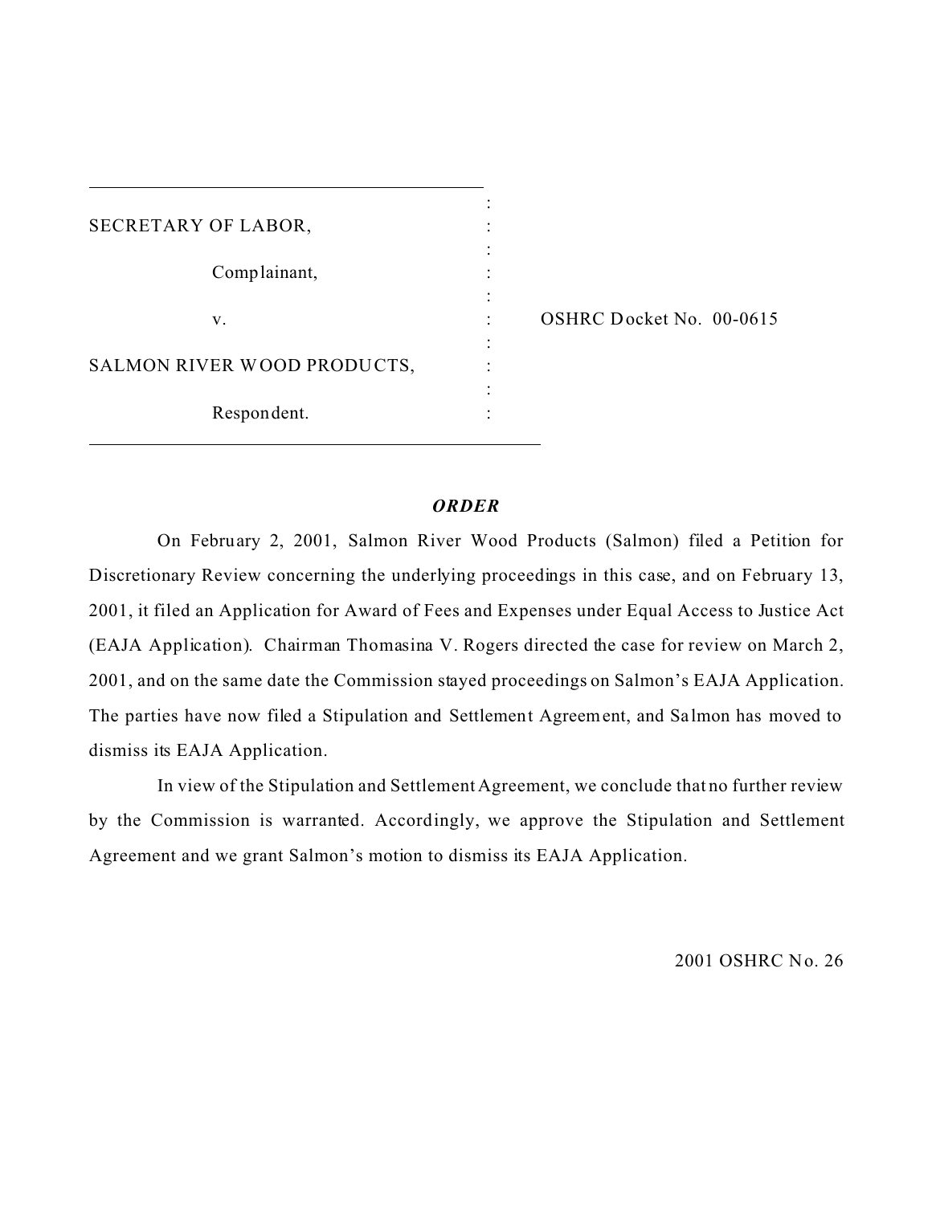SECRETARY OF LABOR,

Complainant,

v. OSHRC Docket No. 00-0615

SALMON RIVER WOOD PRODUCTS,

Respondent.

***ORDER***

On February 2, 2001, Salmon River Wood Products (Salmon) filed a Petition for Discretionary Review concerning the underlying proceedings in this case, and on February 13, 2001, it filed an Application for Award of Fees and Expenses under Equal Access to Justice Act (EAJA Application). Chairman Thomasina V. Rogers directed the case for review on March 2, 2001, and on the same date the Commission stayed proceedings on Salmon's EAJA Application. The parties have now filed a Stipulation and Settlement Agreement, and Salmon has moved to dismiss its EAJA Application.

In view of the Stipulation and Settlement Agreement, we conclude that no further review by the Commission is warranted. Accordingly, we approve the Stipulation and Settlement Agreement and we grant Salmon's motion to dismiss its EAJA Application.

2001 OSHRC No. 26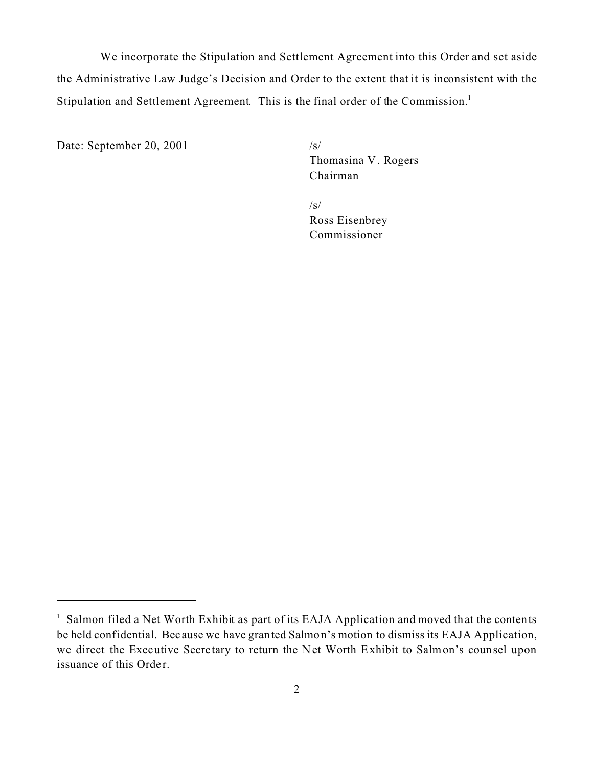We incorporate the Stipulation and Settlement Agreement into this Order and set aside the Administrative Law Judge's Decision and Order to the extent that it is inconsistent with the Stipulation and Settlement Agreement. This is the final order of the Commission.[1]

Date: September 20, 2001

/s/
Thomasina V. Rogers
Chairman

/s/
Ross Eisenbrey
Commissioner

---

[1] Salmon filed a Net Worth Exhibit as part of its EAJA Application and moved that the contents be held confidential. Because we have granted Salmon's motion to dismiss its EAJA Application, we direct the Executive Secretary to return the Net Worth Exhibit to Salmon's counsel upon issuance of this Order.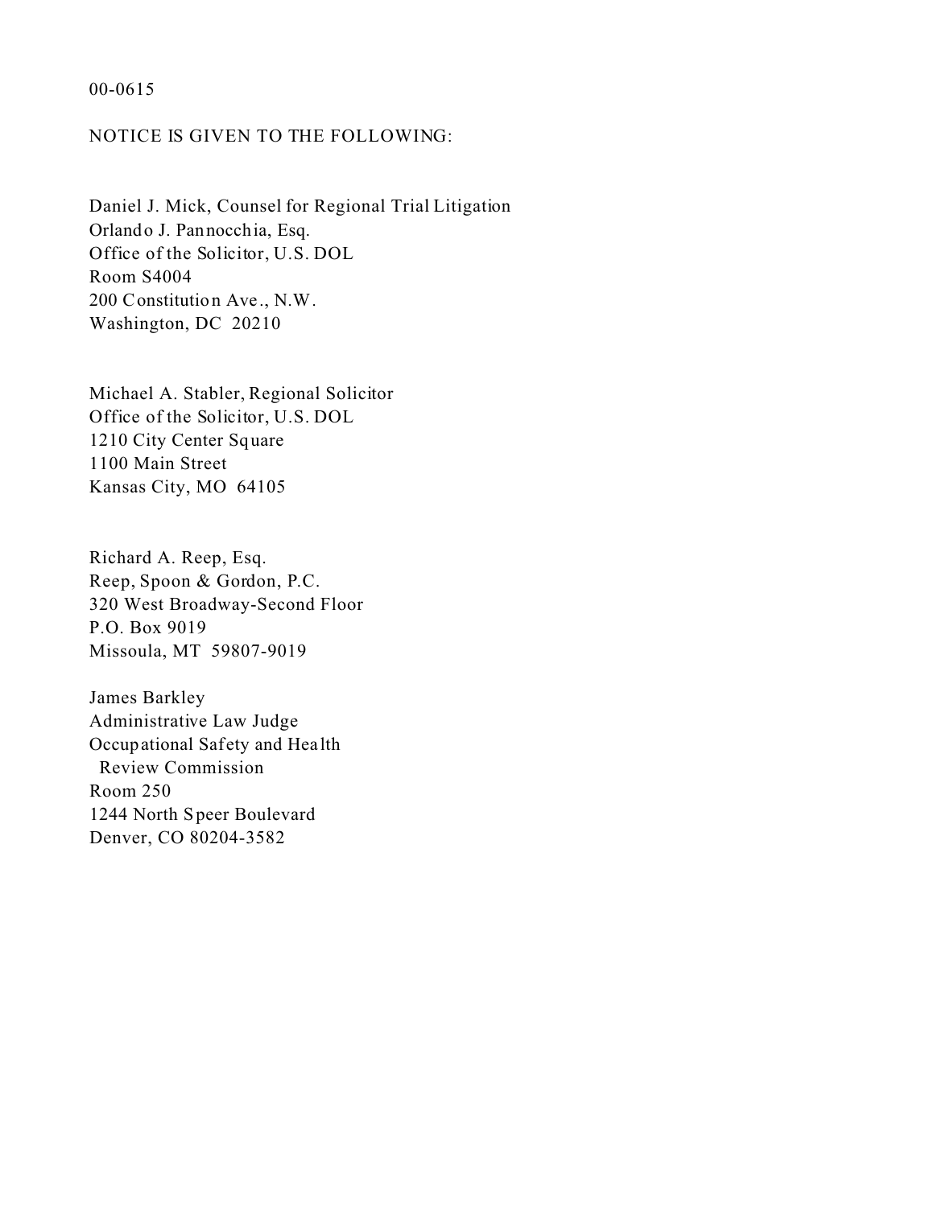00-0615

NOTICE IS GIVEN TO THE FOLLOWING:

Daniel J. Mick, Counsel for Regional Trial Litigation
Orlando J. Pannocchia, Esq.
Office of the Solicitor, U.S. DOL
Room S4004
200 Constitution Ave., N.W.
Washington, DC 20210

Michael A. Stabler, Regional Solicitor
Office of the Solicitor, U.S. DOL
1210 City Center Square
1100 Main Street
Kansas City, MO 64105

Richard A. Reep, Esq.
Reep, Spoon & Gordon, P.C.
320 West Broadway-Second Floor
P.O. Box 9019
Missoula, MT 59807-9019

James Barkley
Administrative Law Judge
Occupational Safety and Health
Review Commission
Room 250
1244 North Speer Boulevard
Denver, CO 80204-3582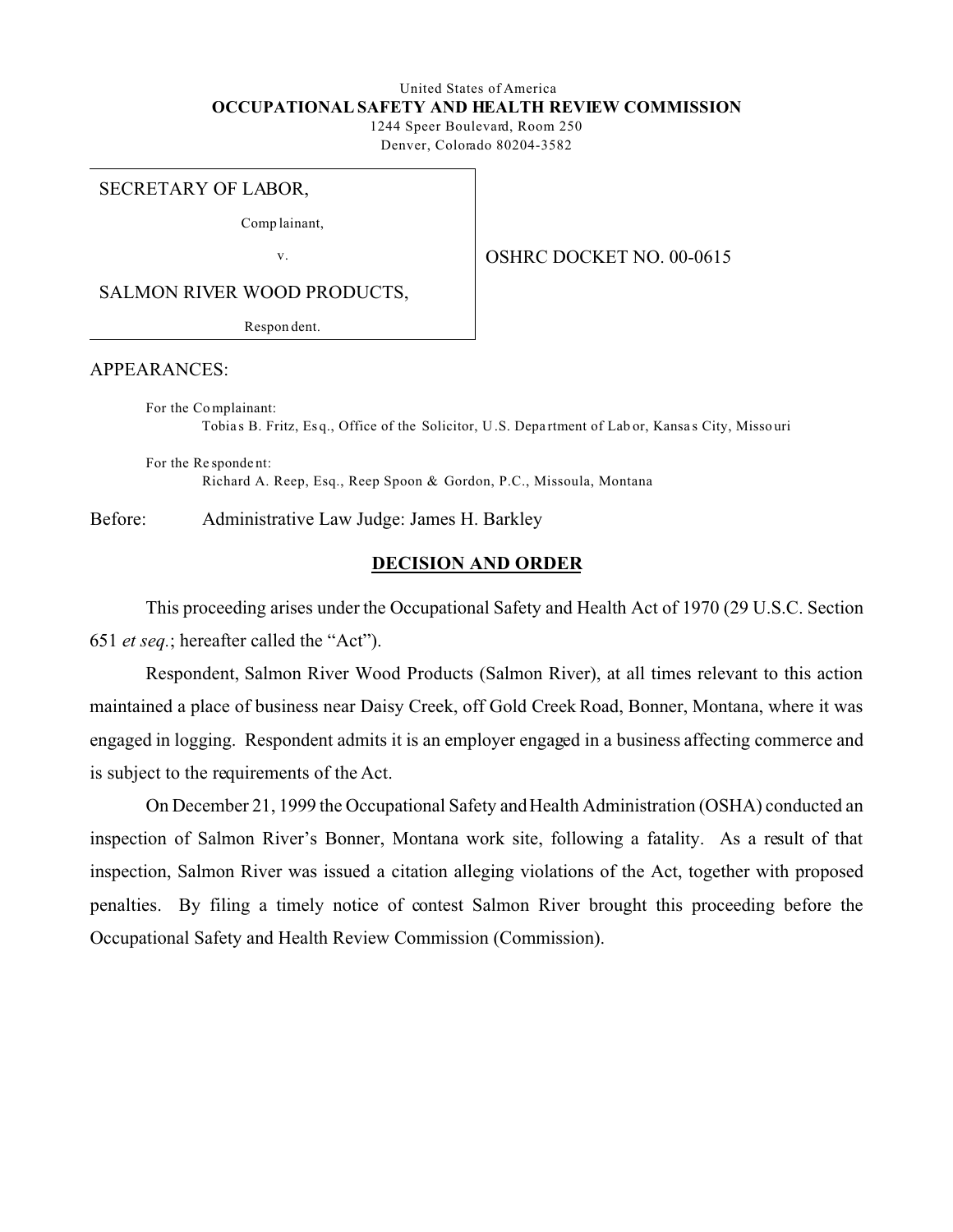United States of America

**OCCUPATIONAL SAFETY AND HEALTH REVIEW COMMISSION**

1244 Speer Boulevard, Room 250

Denver, Colorado 80204-3582

SECRETARY OF LABOR,

Complainant,

v.

SALMON RIVER WOOD PRODUCTS,

Respondent.

OSHRC DOCKET NO. 00-0615

APPEARANCES:

For the Complainant:
Tobias B. Fritz, Esq., Office of the Solicitor, U.S. Department of Labor, Kansas City, Missouri

For the Respondent:
Richard A. Reep, Esq., Reep Spoon & Gordon, P.C., Missoula, Montana

Before: Administrative Law Judge: James H. Barkley

## DECISION AND ORDER

This proceeding arises under the Occupational Safety and Health Act of 1970 (29 U.S.C. Section 651 *et seq.*; hereafter called the "Act").

Respondent, Salmon River Wood Products (Salmon River), at all times relevant to this action maintained a place of business near Daisy Creek, off Gold Creek Road, Bonner, Montana, where it was engaged in logging. Respondent admits it is an employer engaged in a business affecting commerce and is subject to the requirements of the Act.

On December 21, 1999 the Occupational Safety and Health Administration (OSHA) conducted an inspection of Salmon River's Bonner, Montana work site, following a fatality. As a result of that inspection, Salmon River was issued a citation alleging violations of the Act, together with proposed penalties. By filing a timely notice of contest Salmon River brought this proceeding before the Occupational Safety and Health Review Commission (Commission).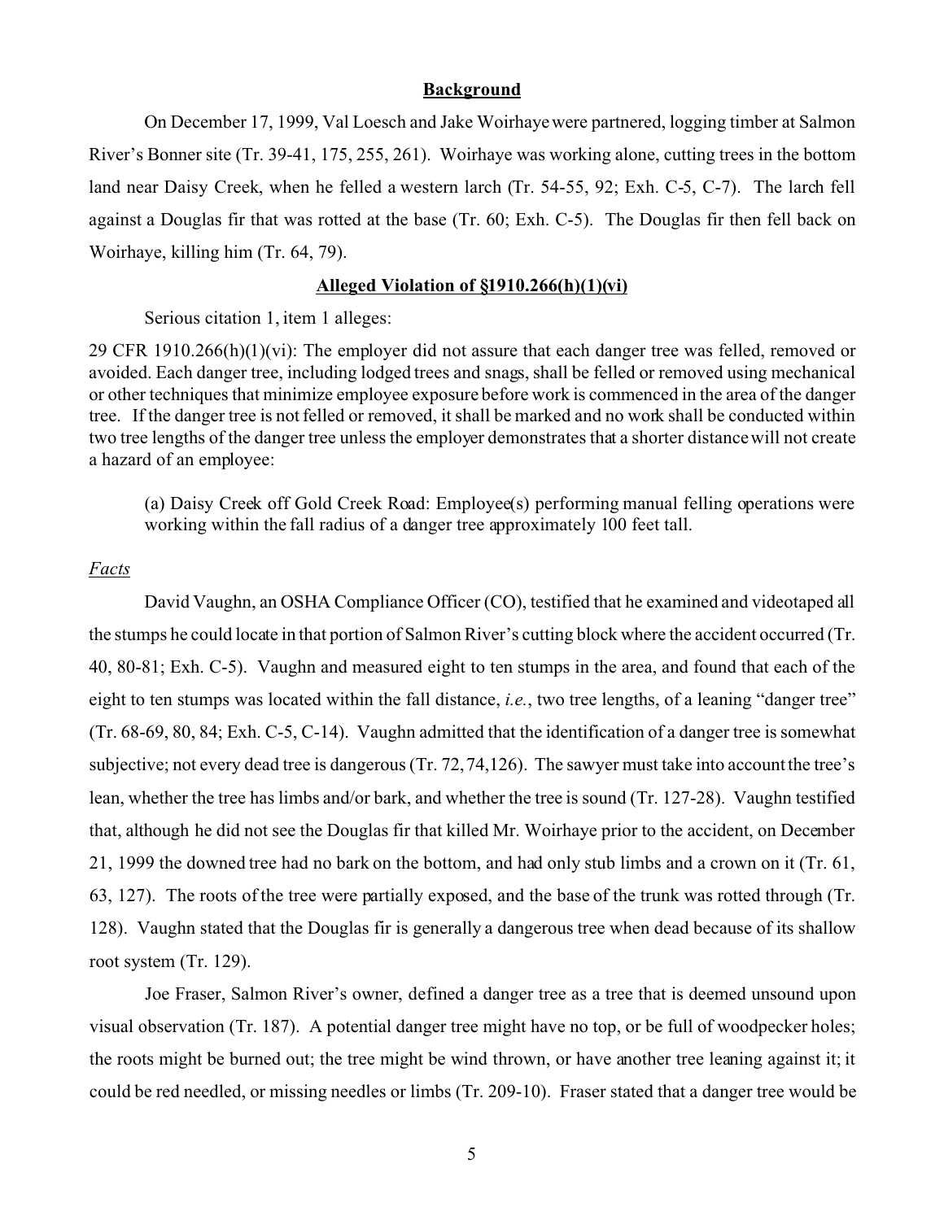**Background**

On December 17, 1999, Val Loesch and Jake Woirhaye were partnered, logging timber at Salmon River's Bonner site (Tr. 39-41, 175, 255, 261). Woirhaye was working alone, cutting trees in the bottom land near Daisy Creek, when he felled a western larch (Tr. 54-55, 92; Exh. C-5, C-7). The larch fell against a Douglas fir that was rotted at the base (Tr. 60; Exh. C-5). The Douglas fir then fell back on Woirhaye, killing him (Tr. 64, 79).

**Alleged Violation of §1910.266(h)(1)(vi)**

Serious citation 1, item 1 alleges:

29 CFR 1910.266(h)(1)(vi): The employer did not assure that each danger tree was felled, removed or avoided. Each danger tree, including lodged trees and snags, shall be felled or removed using mechanical or other techniques that minimize employee exposure before work is commenced in the area of the danger tree. If the danger tree is not felled or removed, it shall be marked and no work shall be conducted within two tree lengths of the danger tree unless the employer demonstrates that a shorter distance will not create a hazard of an employee:

> (a) Daisy Creek off Gold Creek Road: Employee(s) performing manual felling operations were working within the fall radius of a danger tree approximately 100 feet tall.

*Facts*

David Vaughn, an OSHA Compliance Officer (CO), testified that he examined and videotaped all the stumps he could locate in that portion of Salmon River's cutting block where the accident occurred (Tr. 40, 80-81; Exh. C-5). Vaughn and measured eight to ten stumps in the area, and found that each of the eight to ten stumps was located within the fall distance, *i.e.*, two tree lengths, of a leaning "danger tree" (Tr. 68-69, 80, 84; Exh. C-5, C-14). Vaughn admitted that the identification of a danger tree is somewhat subjective; not every dead tree is dangerous (Tr. 72, 74,126). The sawyer must take into account the tree's lean, whether the tree has limbs and/or bark, and whether the tree is sound (Tr. 127-28). Vaughn testified that, although he did not see the Douglas fir that killed Mr. Woirhaye prior to the accident, on December 21, 1999 the downed tree had no bark on the bottom, and had only stub limbs and a crown on it (Tr. 61, 63, 127). The roots of the tree were partially exposed, and the base of the trunk was rotted through (Tr. 128). Vaughn stated that the Douglas fir is generally a dangerous tree when dead because of its shallow root system (Tr. 129).

Joe Fraser, Salmon River's owner, defined a danger tree as a tree that is deemed unsound upon visual observation (Tr. 187). A potential danger tree might have no top, or be full of woodpecker holes; the roots might be burned out; the tree might be wind thrown, or have another tree leaning against it; it could be red needled, or missing needles or limbs (Tr. 209-10). Fraser stated that a danger tree would be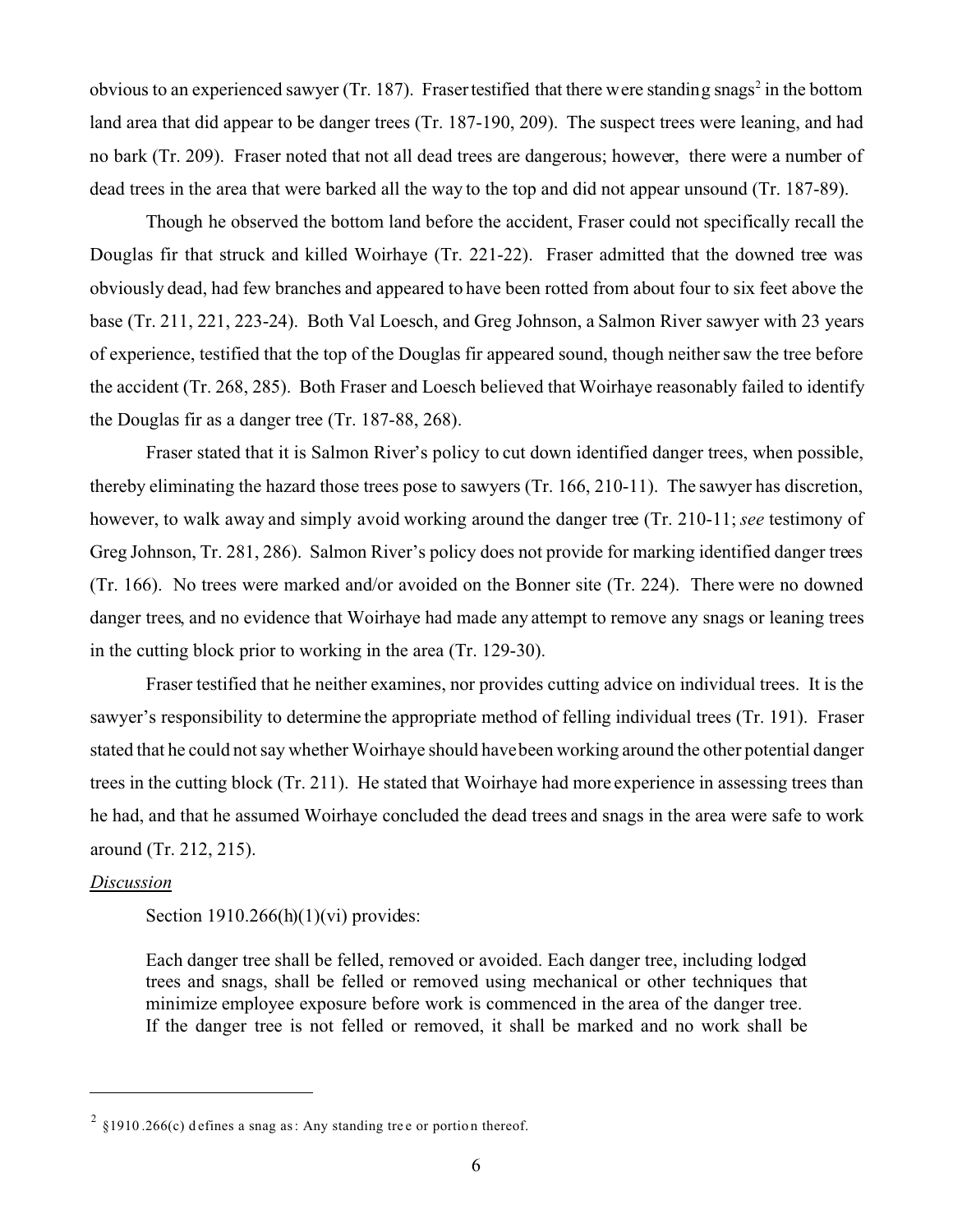obvious to an experienced sawyer (Tr. 187). Fraser testified that there were standing snags[2] in the bottom land area that did appear to be danger trees (Tr. 187-190, 209). The suspect trees were leaning, and had no bark (Tr. 209). Fraser noted that not all dead trees are dangerous; however, there were a number of dead trees in the area that were barked all the way to the top and did not appear unsound (Tr. 187-89).

Though he observed the bottom land before the accident, Fraser could not specifically recall the Douglas fir that struck and killed Woirhaye (Tr. 221-22). Fraser admitted that the downed tree was obviously dead, had few branches and appeared to have been rotted from about four to six feet above the base (Tr. 211, 221, 223-24). Both Val Loesch, and Greg Johnson, a Salmon River sawyer with 23 years of experience, testified that the top of the Douglas fir appeared sound, though neither saw the tree before the accident (Tr. 268, 285). Both Fraser and Loesch believed that Woirhaye reasonably failed to identify the Douglas fir as a danger tree (Tr. 187-88, 268).

Fraser stated that it is Salmon River's policy to cut down identified danger trees, when possible, thereby eliminating the hazard those trees pose to sawyers (Tr. 166, 210-11). The sawyer has discretion, however, to walk away and simply avoid working around the danger tree (Tr. 210-11; *see* testimony of Greg Johnson, Tr. 281, 286). Salmon River's policy does not provide for marking identified danger trees (Tr. 166). No trees were marked and/or avoided on the Bonner site (Tr. 224). There were no downed danger trees, and no evidence that Woirhaye had made any attempt to remove any snags or leaning trees in the cutting block prior to working in the area (Tr. 129-30).

Fraser testified that he neither examines, nor provides cutting advice on individual trees. It is the sawyer's responsibility to determine the appropriate method of felling individual trees (Tr. 191). Fraser stated that he could not say whether Woirhaye should have been working around the other potential danger trees in the cutting block (Tr. 211). He stated that Woirhaye had more experience in assessing trees than he had, and that he assumed Woirhaye concluded the dead trees and snags in the area were safe to work around (Tr. 212, 215).

*Discussion*

Section 1910.266(h)(1)(vi) provides:

> Each danger tree shall be felled, removed or avoided. Each danger tree, including lodged trees and snags, shall be felled or removed using mechanical or other techniques that minimize employee exposure before work is commenced in the area of the danger tree. If the danger tree is not felled or removed, it shall be marked and no work shall be

---

[2] §1910.266(c) defines a snag as: Any standing tree or portion thereof.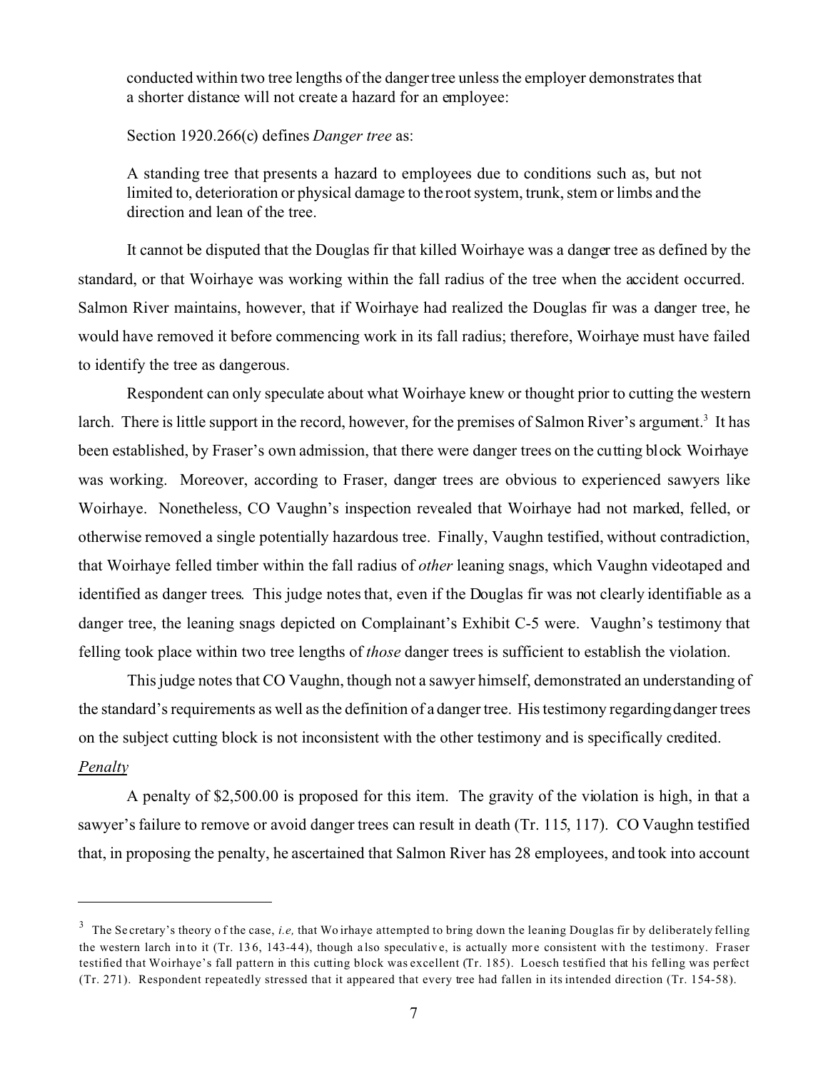> conducted within two tree lengths of the danger tree unless the employer demonstrates that a shorter distance will not create a hazard for an employee:
>
> Section 1920.266(c) defines *Danger tree* as:
>
> A standing tree that presents a hazard to employees due to conditions such as, but not limited to, deterioration or physical damage to the root system, trunk, stem or limbs and the direction and lean of the tree.

It cannot be disputed that the Douglas fir that killed Woirhaye was a danger tree as defined by the standard, or that Woirhaye was working within the fall radius of the tree when the accident occurred. Salmon River maintains, however, that if Woirhaye had realized the Douglas fir was a danger tree, he would have removed it before commencing work in its fall radius; therefore, Woirhaye must have failed to identify the tree as dangerous.

Respondent can only speculate about what Woirhaye knew or thought prior to cutting the western larch. There is little support in the record, however, for the premises of Salmon River's argument.[3] It has been established, by Fraser's own admission, that there were danger trees on the cutting block Woirhaye was working. Moreover, according to Fraser, danger trees are obvious to experienced sawyers like Woirhaye. Nonetheless, CO Vaughn's inspection revealed that Woirhaye had not marked, felled, or otherwise removed a single potentially hazardous tree. Finally, Vaughn testified, without contradiction, that Woirhaye felled timber within the fall radius of *other* leaning snags, which Vaughn videotaped and identified as danger trees. This judge notes that, even if the Douglas fir was not clearly identifiable as a danger tree, the leaning snags depicted on Complainant's Exhibit C-5 were. Vaughn's testimony that felling took place within two tree lengths of *those* danger trees is sufficient to establish the violation.

This judge notes that CO Vaughn, though not a sawyer himself, demonstrated an understanding of the standard's requirements as well as the definition of a danger tree. His testimony regarding danger trees on the subject cutting block is not inconsistent with the other testimony and is specifically credited.

*Penalty*

A penalty of $2,500.00 is proposed for this item. The gravity of the violation is high, in that a sawyer's failure to remove or avoid danger trees can result in death (Tr. 115, 117). CO Vaughn testified that, in proposing the penalty, he ascertained that Salmon River has 28 employees, and took into account

---

[3] The Secretary's theory of the case, *i.e,* that Woirhaye attempted to bring down the leaning Douglas fir by deliberately felling the western larch into it (Tr. 136, 143-44), though also speculative, is actually more consistent with the testimony. Fraser testified that Woirhaye's fall pattern in this cutting block was excellent (Tr. 185). Loesch testified that his felling was perfect (Tr. 271). Respondent repeatedly stressed that it appeared that every tree had fallen in its intended direction (Tr. 154-58).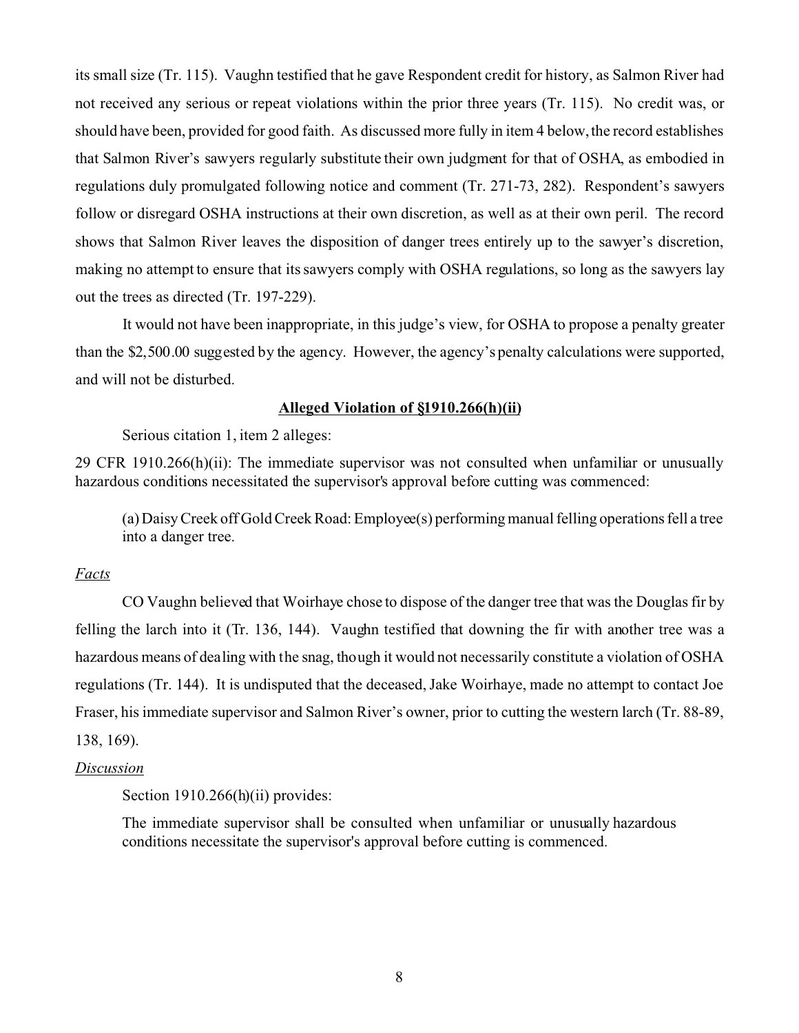its small size (Tr. 115). Vaughn testified that he gave Respondent credit for history, as Salmon River had not received any serious or repeat violations within the prior three years (Tr. 115). No credit was, or should have been, provided for good faith. As discussed more fully in item 4 below, the record establishes that Salmon River's sawyers regularly substitute their own judgment for that of OSHA, as embodied in regulations duly promulgated following notice and comment (Tr. 271-73, 282). Respondent's sawyers follow or disregard OSHA instructions at their own discretion, as well as at their own peril. The record shows that Salmon River leaves the disposition of danger trees entirely up to the sawyer's discretion, making no attempt to ensure that its sawyers comply with OSHA regulations, so long as the sawyers lay out the trees as directed (Tr. 197-229).

It would not have been inappropriate, in this judge's view, for OSHA to propose a penalty greater than the $2,500.00 suggested by the agency. However, the agency's penalty calculations were supported, and will not be disturbed.

**Alleged Violation of §1910.266(h)(ii)**

Serious citation 1, item 2 alleges:

29 CFR 1910.266(h)(ii): The immediate supervisor was not consulted when unfamiliar or unusually hazardous conditions necessitated the supervisor's approval before cutting was commenced:

> (a) Daisy Creek off Gold Creek Road: Employee(s) performing manual felling operations fell a tree into a danger tree.

*Facts*

CO Vaughn believed that Woirhaye chose to dispose of the danger tree that was the Douglas fir by felling the larch into it (Tr. 136, 144). Vaughn testified that downing the fir with another tree was a hazardous means of dealing with the snag, though it would not necessarily constitute a violation of OSHA regulations (Tr. 144). It is undisputed that the deceased, Jake Woirhaye, made no attempt to contact Joe Fraser, his immediate supervisor and Salmon River's owner, prior to cutting the western larch (Tr. 88-89, 138, 169).

*Discussion*

Section 1910.266(h)(ii) provides:

> The immediate supervisor shall be consulted when unfamiliar or unusually hazardous conditions necessitate the supervisor's approval before cutting is commenced.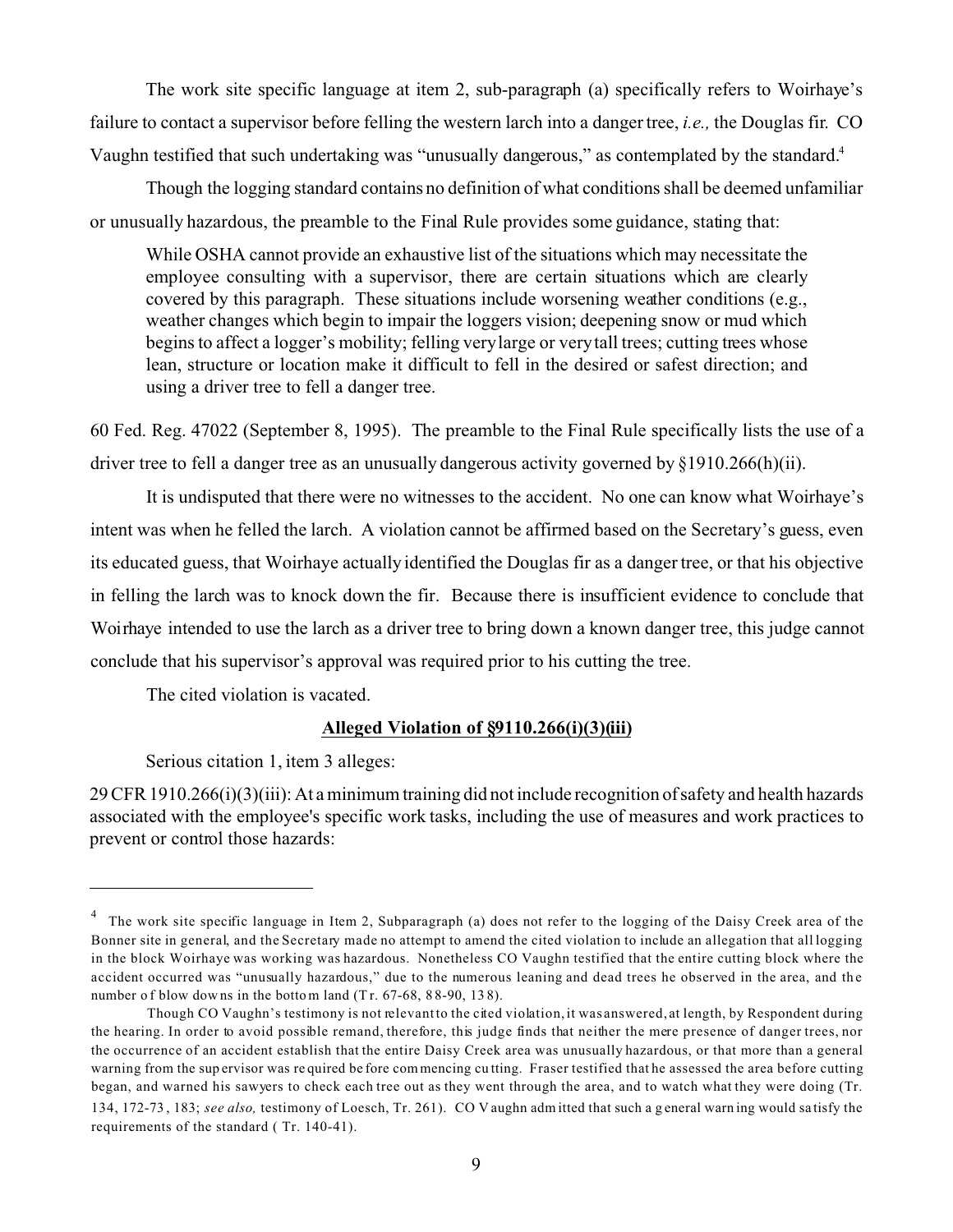The work site specific language at item 2, sub-paragraph (a) specifically refers to Woirhaye's failure to contact a supervisor before felling the western larch into a danger tree, *i.e.,* the Douglas fir. CO Vaughn testified that such undertaking was "unusually dangerous," as contemplated by the standard.[4]

Though the logging standard contains no definition of what conditions shall be deemed unfamiliar or unusually hazardous, the preamble to the Final Rule provides some guidance, stating that:

> While OSHA cannot provide an exhaustive list of the situations which may necessitate the employee consulting with a supervisor, there are certain situations which are clearly covered by this paragraph. These situations include worsening weather conditions (e.g., weather changes which begin to impair the loggers vision; deepening snow or mud which begins to affect a logger's mobility; felling very large or very tall trees; cutting trees whose lean, structure or location make it difficult to fell in the desired or safest direction; and using a driver tree to fell a danger tree.

60 Fed. Reg. 47022 (September 8, 1995). The preamble to the Final Rule specifically lists the use of a driver tree to fell a danger tree as an unusually dangerous activity governed by §1910.266(h)(ii).

It is undisputed that there were no witnesses to the accident. No one can know what Woirhaye's intent was when he felled the larch. A violation cannot be affirmed based on the Secretary's guess, even its educated guess, that Woirhaye actually identified the Douglas fir as a danger tree, or that his objective in felling the larch was to knock down the fir. Because there is insufficient evidence to conclude that Woirhaye intended to use the larch as a driver tree to bring down a known danger tree, this judge cannot conclude that his supervisor's approval was required prior to his cutting the tree.

The cited violation is vacated.

**Alleged Violation of §9110.266(i)(3)(iii)**

Serious citation 1, item 3 alleges:

29 CFR 1910.266(i)(3)(iii): At a minimum training did not include recognition of safety and health hazards associated with the employee's specific work tasks, including the use of measures and work practices to prevent or control those hazards:

---

[4] The work site specific language in Item 2, Subparagraph (a) does not refer to the logging of the Daisy Creek area of the Bonner site in general, and the Secretary made no attempt to amend the cited violation to include an allegation that all logging in the block Woirhaye was working was hazardous. Nonetheless CO Vaughn testified that the entire cutting block where the accident occurred was "unusually hazardous," due to the numerous leaning and dead trees he observed in the area, and the number of blow downs in the bottom land (Tr. 67-68, 88-90, 138).

Though CO Vaughn's testimony is not relevant to the cited violation, it was answered, at length, by Respondent during the hearing. In order to avoid possible remand, therefore, this judge finds that neither the mere presence of danger trees, nor the occurrence of an accident establish that the entire Daisy Creek area was unusually hazardous, or that more than a general warning from the supervisor was required before commencing cutting. Fraser testified that he assessed the area before cutting began, and warned his sawyers to check each tree out as they went through the area, and to watch what they were doing (Tr. 134, 172-73, 183; *see also,* testimony of Loesch, Tr. 261). CO Vaughn admitted that such a general warning would satisfy the requirements of the standard ( Tr. 140-41).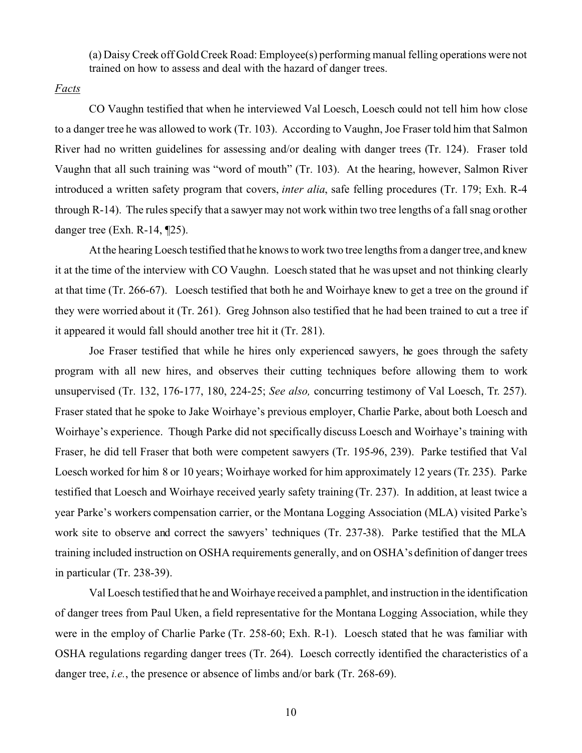(a) Daisy Creek off Gold Creek Road: Employee(s) performing manual felling operations were not trained on how to assess and deal with the hazard of danger trees.

*Facts*

CO Vaughn testified that when he interviewed Val Loesch, Loesch could not tell him how close to a danger tree he was allowed to work (Tr. 103). According to Vaughn, Joe Fraser told him that Salmon River had no written guidelines for assessing and/or dealing with danger trees (Tr. 124). Fraser told Vaughn that all such training was "word of mouth" (Tr. 103). At the hearing, however, Salmon River introduced a written safety program that covers, *inter alia*, safe felling procedures (Tr. 179; Exh. R-4 through R-14). The rules specify that a sawyer may not work within two tree lengths of a fall snag or other danger tree (Exh. R-14, ¶25).

At the hearing Loesch testified that he knows to work two tree lengths from a danger tree, and knew it at the time of the interview with CO Vaughn. Loesch stated that he was upset and not thinking clearly at that time (Tr. 266-67). Loesch testified that both he and Woirhaye knew to get a tree on the ground if they were worried about it (Tr. 261). Greg Johnson also testified that he had been trained to cut a tree if it appeared it would fall should another tree hit it (Tr. 281).

Joe Fraser testified that while he hires only experienced sawyers, he goes through the safety program with all new hires, and observes their cutting techniques before allowing them to work unsupervised (Tr. 132, 176-177, 180, 224-25; *See also,* concurring testimony of Val Loesch, Tr. 257). Fraser stated that he spoke to Jake Woirhaye's previous employer, Charlie Parke, about both Loesch and Woirhaye's experience. Though Parke did not specifically discuss Loesch and Woirhaye's training with Fraser, he did tell Fraser that both were competent sawyers (Tr. 195-96, 239). Parke testified that Val Loesch worked for him 8 or 10 years; Woirhaye worked for him approximately 12 years (Tr. 235). Parke testified that Loesch and Woirhaye received yearly safety training (Tr. 237). In addition, at least twice a year Parke's workers compensation carrier, or the Montana Logging Association (MLA) visited Parke's work site to observe and correct the sawyers' techniques (Tr. 237-38). Parke testified that the MLA training included instruction on OSHA requirements generally, and on OSHA's definition of danger trees in particular (Tr. 238-39).

Val Loesch testified that he and Woirhaye received a pamphlet, and instruction in the identification of danger trees from Paul Uken, a field representative for the Montana Logging Association, while they were in the employ of Charlie Parke (Tr. 258-60; Exh. R-1). Loesch stated that he was familiar with OSHA regulations regarding danger trees (Tr. 264). Loesch correctly identified the characteristics of a danger tree, *i.e.*, the presence or absence of limbs and/or bark (Tr. 268-69).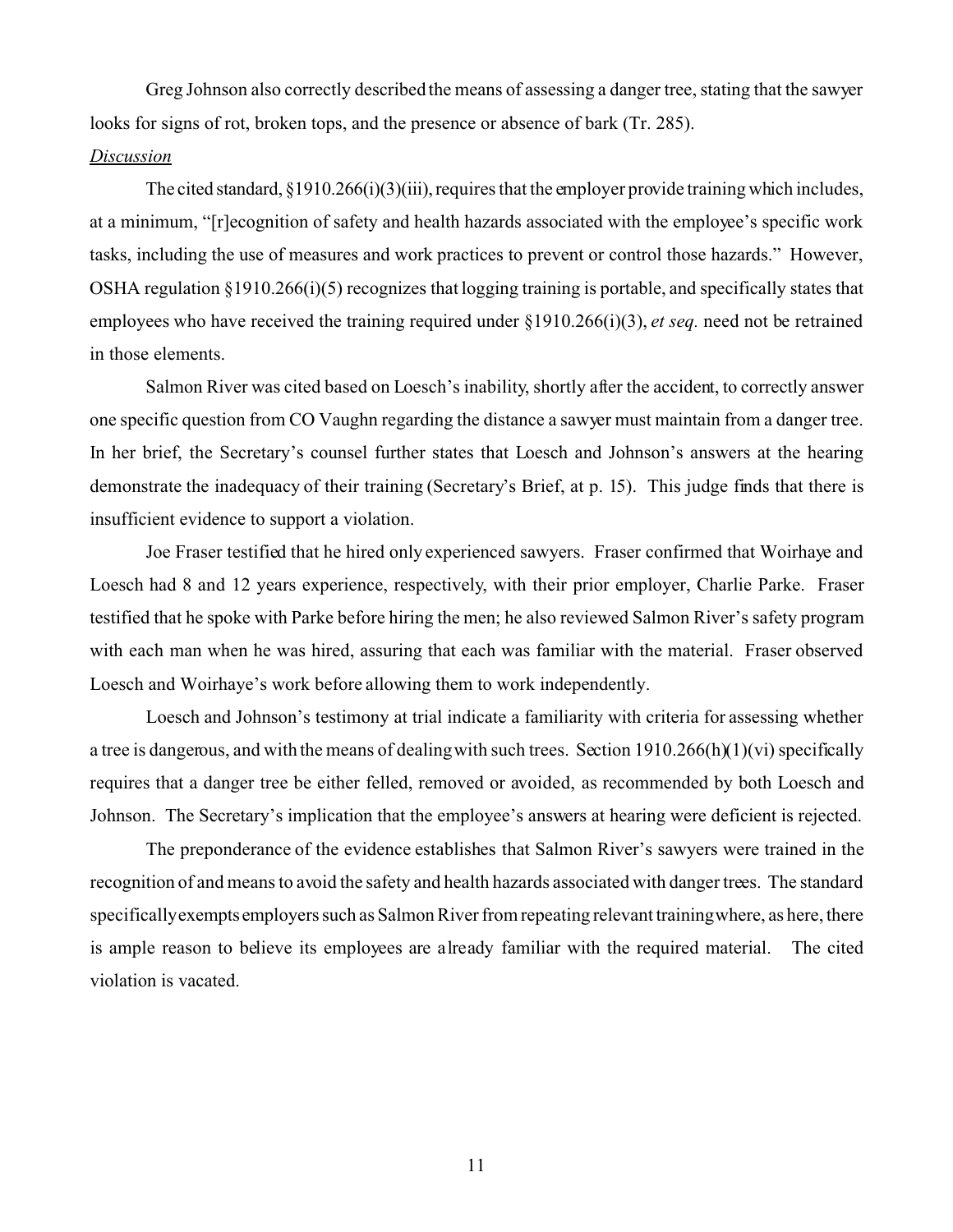Greg Johnson also correctly described the means of assessing a danger tree, stating that the sawyer looks for signs of rot, broken tops, and the presence or absence of bark (Tr. 285).

*Discussion*

The cited standard, §1910.266(i)(3)(iii), requires that the employer provide training which includes, at a minimum, "[r]ecognition of safety and health hazards associated with the employee's specific work tasks, including the use of measures and work practices to prevent or control those hazards." However, OSHA regulation §1910.266(i)(5) recognizes that logging training is portable, and specifically states that employees who have received the training required under §1910.266(i)(3), *et seq.* need not be retrained in those elements.

Salmon River was cited based on Loesch's inability, shortly after the accident, to correctly answer one specific question from CO Vaughn regarding the distance a sawyer must maintain from a danger tree. In her brief, the Secretary's counsel further states that Loesch and Johnson's answers at the hearing demonstrate the inadequacy of their training (Secretary's Brief, at p. 15). This judge finds that there is insufficient evidence to support a violation.

Joe Fraser testified that he hired only experienced sawyers. Fraser confirmed that Woirhaye and Loesch had 8 and 12 years experience, respectively, with their prior employer, Charlie Parke. Fraser testified that he spoke with Parke before hiring the men; he also reviewed Salmon River's safety program with each man when he was hired, assuring that each was familiar with the material. Fraser observed Loesch and Woirhaye's work before allowing them to work independently.

Loesch and Johnson's testimony at trial indicate a familiarity with criteria for assessing whether a tree is dangerous, and with the means of dealing with such trees. Section 1910.266(h)(1)(vi) specifically requires that a danger tree be either felled, removed or avoided, as recommended by both Loesch and Johnson. The Secretary's implication that the employee's answers at hearing were deficient is rejected.

The preponderance of the evidence establishes that Salmon River's sawyers were trained in the recognition of and means to avoid the safety and health hazards associated with danger trees. The standard specifically exempts employers such as Salmon River from repeating relevant training where, as here, there is ample reason to believe its employees are already familiar with the required material. The cited violation is vacated.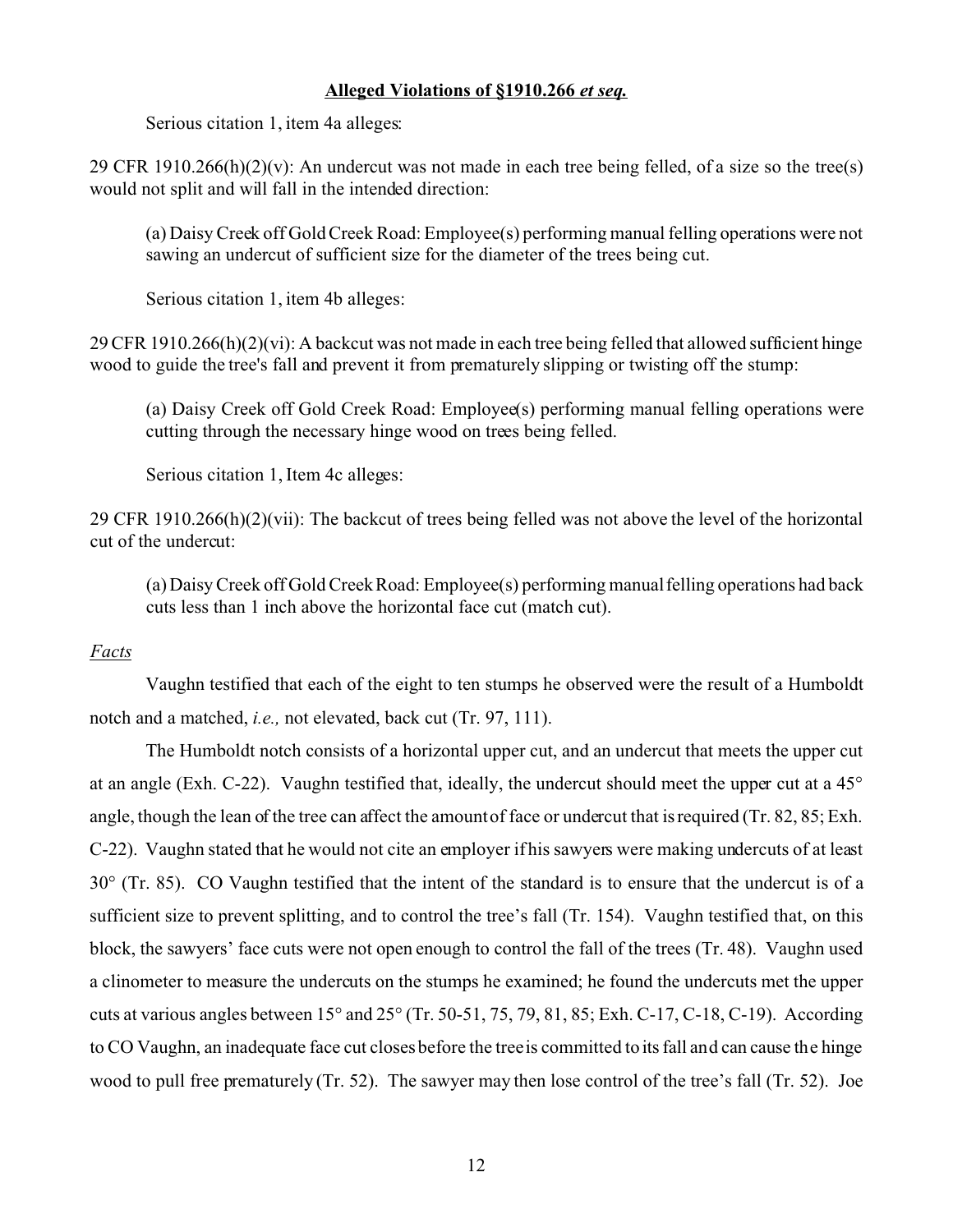**Alleged Violations of §1910.266 *et seq.***

Serious citation 1, item 4a alleges:

29 CFR 1910.266(h)(2)(v): An undercut was not made in each tree being felled, of a size so the tree(s) would not split and will fall in the intended direction:

> (a) Daisy Creek off Gold Creek Road: Employee(s) performing manual felling operations were not sawing an undercut of sufficient size for the diameter of the trees being cut.

Serious citation 1, item 4b alleges:

29 CFR 1910.266(h)(2)(vi): A backcut was not made in each tree being felled that allowed sufficient hinge wood to guide the tree's fall and prevent it from prematurely slipping or twisting off the stump:

> (a) Daisy Creek off Gold Creek Road: Employee(s) performing manual felling operations were cutting through the necessary hinge wood on trees being felled.

Serious citation 1, Item 4c alleges:

29 CFR 1910.266(h)(2)(vii): The backcut of trees being felled was not above the level of the horizontal cut of the undercut:

> (a) Daisy Creek off Gold Creek Road: Employee(s) performing manual felling operations had back cuts less than 1 inch above the horizontal face cut (match cut).

*Facts*

Vaughn testified that each of the eight to ten stumps he observed were the result of a Humboldt notch and a matched, *i.e.,* not elevated, back cut (Tr. 97, 111).

The Humboldt notch consists of a horizontal upper cut, and an undercut that meets the upper cut at an angle (Exh. C-22). Vaughn testified that, ideally, the undercut should meet the upper cut at a 45° angle, though the lean of the tree can affect the amount of face or undercut that is required (Tr. 82, 85; Exh. C-22). Vaughn stated that he would not cite an employer if his sawyers were making undercuts of at least 30° (Tr. 85). CO Vaughn testified that the intent of the standard is to ensure that the undercut is of a sufficient size to prevent splitting, and to control the tree's fall (Tr. 154). Vaughn testified that, on this block, the sawyers' face cuts were not open enough to control the fall of the trees (Tr. 48). Vaughn used a clinometer to measure the undercuts on the stumps he examined; he found the undercuts met the upper cuts at various angles between 15° and 25° (Tr. 50-51, 75, 79, 81, 85; Exh. C-17, C-18, C-19). According to CO Vaughn, an inadequate face cut closes before the tree is committed to its fall and can cause the hinge wood to pull free prematurely (Tr. 52). The sawyer may then lose control of the tree's fall (Tr. 52). Joe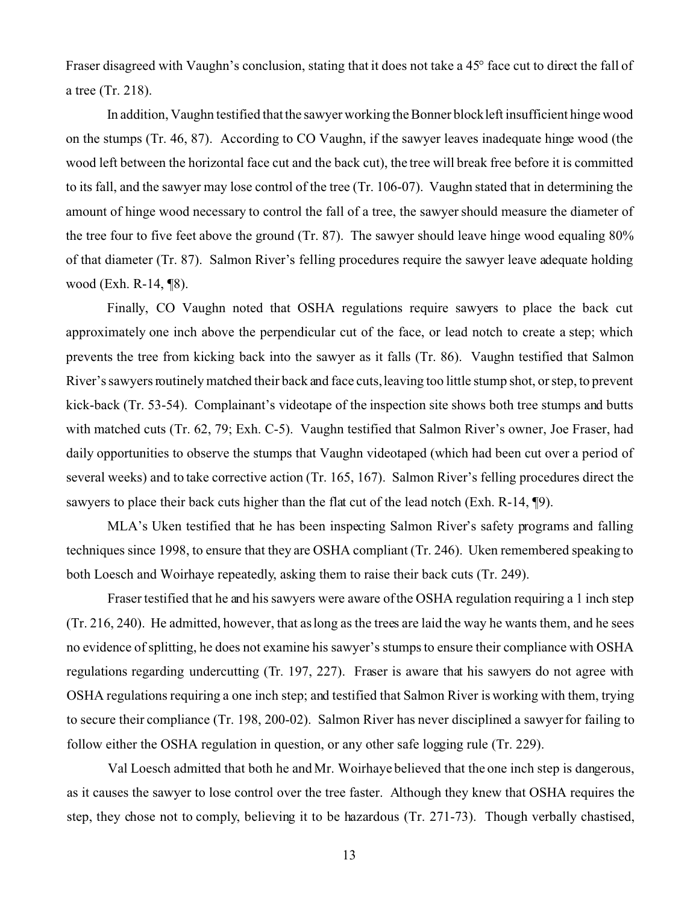Fraser disagreed with Vaughn's conclusion, stating that it does not take a 45° face cut to direct the fall of a tree (Tr. 218).

In addition, Vaughn testified that the sawyer working the Bonner block left insufficient hinge wood on the stumps (Tr. 46, 87). According to CO Vaughn, if the sawyer leaves inadequate hinge wood (the wood left between the horizontal face cut and the back cut), the tree will break free before it is committed to its fall, and the sawyer may lose control of the tree (Tr. 106-07). Vaughn stated that in determining the amount of hinge wood necessary to control the fall of a tree, the sawyer should measure the diameter of the tree four to five feet above the ground (Tr. 87). The sawyer should leave hinge wood equaling 80% of that diameter (Tr. 87). Salmon River's felling procedures require the sawyer leave adequate holding wood (Exh. R-14, ¶8).

Finally, CO Vaughn noted that OSHA regulations require sawyers to place the back cut approximately one inch above the perpendicular cut of the face, or lead notch to create a step; which prevents the tree from kicking back into the sawyer as it falls (Tr. 86). Vaughn testified that Salmon River's sawyers routinely matched their back and face cuts, leaving too little stump shot, or step, to prevent kick-back (Tr. 53-54). Complainant's videotape of the inspection site shows both tree stumps and butts with matched cuts (Tr. 62, 79; Exh. C-5). Vaughn testified that Salmon River's owner, Joe Fraser, had daily opportunities to observe the stumps that Vaughn videotaped (which had been cut over a period of several weeks) and to take corrective action (Tr. 165, 167). Salmon River's felling procedures direct the sawyers to place their back cuts higher than the flat cut of the lead notch (Exh. R-14, ¶9).

MLA's Uken testified that he has been inspecting Salmon River's safety programs and falling techniques since 1998, to ensure that they are OSHA compliant (Tr. 246). Uken remembered speaking to both Loesch and Woirhaye repeatedly, asking them to raise their back cuts (Tr. 249).

Fraser testified that he and his sawyers were aware of the OSHA regulation requiring a 1 inch step (Tr. 216, 240). He admitted, however, that as long as the trees are laid the way he wants them, and he sees no evidence of splitting, he does not examine his sawyer's stumps to ensure their compliance with OSHA regulations regarding undercutting (Tr. 197, 227). Fraser is aware that his sawyers do not agree with OSHA regulations requiring a one inch step; and testified that Salmon River is working with them, trying to secure their compliance (Tr. 198, 200-02). Salmon River has never disciplined a sawyer for failing to follow either the OSHA regulation in question, or any other safe logging rule (Tr. 229).

Val Loesch admitted that both he and Mr. Woirhaye believed that the one inch step is dangerous, as it causes the sawyer to lose control over the tree faster. Although they knew that OSHA requires the step, they chose not to comply, believing it to be hazardous (Tr. 271-73). Though verbally chastised,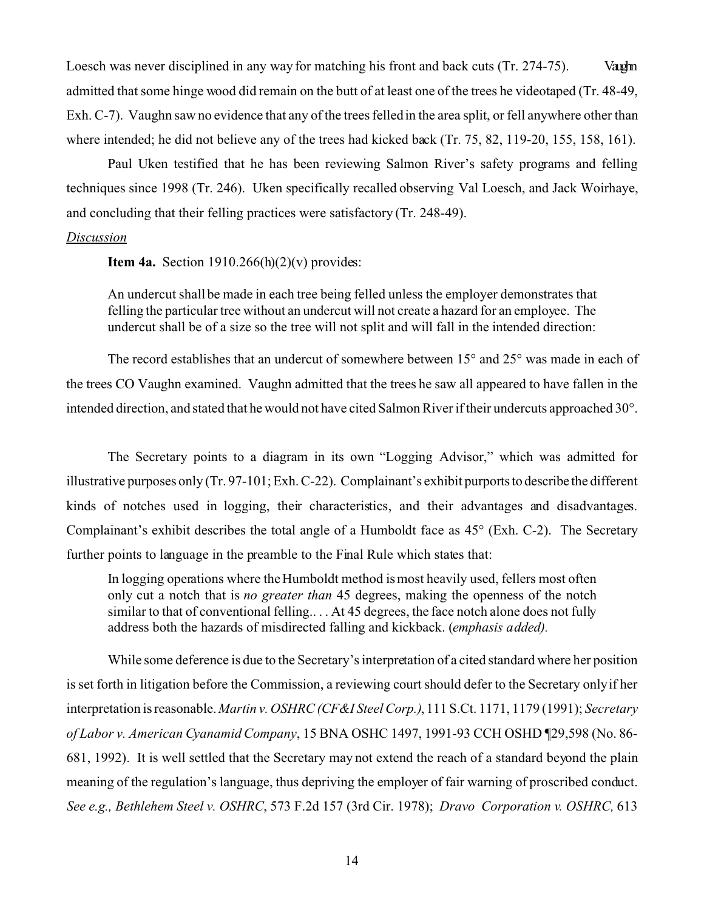Loesch was never disciplined in any way for matching his front and back cuts (Tr. 274-75). Vaughn admitted that some hinge wood did remain on the butt of at least one of the trees he videotaped (Tr. 48-49, Exh. C-7). Vaughn saw no evidence that any of the trees felled in the area split, or fell anywhere other than where intended; he did not believe any of the trees had kicked back (Tr. 75, 82, 119-20, 155, 158, 161).

Paul Uken testified that he has been reviewing Salmon River's safety programs and felling techniques since 1998 (Tr. 246). Uken specifically recalled observing Val Loesch, and Jack Woirhaye, and concluding that their felling practices were satisfactory (Tr. 248-49).

*Discussion*

**Item 4a.** Section 1910.266(h)(2)(v) provides:

> An undercut shall be made in each tree being felled unless the employer demonstrates that felling the particular tree without an undercut will not create a hazard for an employee. The undercut shall be of a size so the tree will not split and will fall in the intended direction:

The record establishes that an undercut of somewhere between 15° and 25° was made in each of the trees CO Vaughn examined. Vaughn admitted that the trees he saw all appeared to have fallen in the intended direction, and stated that he would not have cited Salmon River if their undercuts approached 30°.

The Secretary points to a diagram in its own "Logging Advisor," which was admitted for illustrative purposes only (Tr. 97-101; Exh. C-22). Complainant's exhibit purports to describe the different kinds of notches used in logging, their characteristics, and their advantages and disadvantages. Complainant's exhibit describes the total angle of a Humboldt face as 45° (Exh. C-2). The Secretary further points to language in the preamble to the Final Rule which states that:

> In logging operations where the Humboldt method is most heavily used, fellers most often only cut a notch that is *no greater than* 45 degrees, making the openness of the notch similar to that of conventional felling.. . . At 45 degrees, the face notch alone does not fully address both the hazards of misdirected falling and kickback. (*emphasis added).*

While some deference is due to the Secretary's interpretation of a cited standard where her position is set forth in litigation before the Commission, a reviewing court should defer to the Secretary only if her interpretation is reasonable. *Martin v. OSHRC (CF&I Steel Corp.)*, 111 S.Ct. 1171, 1179 (1991); *Secretary of Labor v. American Cyanamid Company*, 15 BNA OSHC 1497, 1991-93 CCH OSHD ¶29,598 (No. 86-681, 1992). It is well settled that the Secretary may not extend the reach of a standard beyond the plain meaning of the regulation's language, thus depriving the employer of fair warning of proscribed conduct. *See e.g., Bethlehem Steel v. OSHRC*, 573 F.2d 157 (3rd Cir. 1978); *Dravo Corporation v. OSHRC,* 613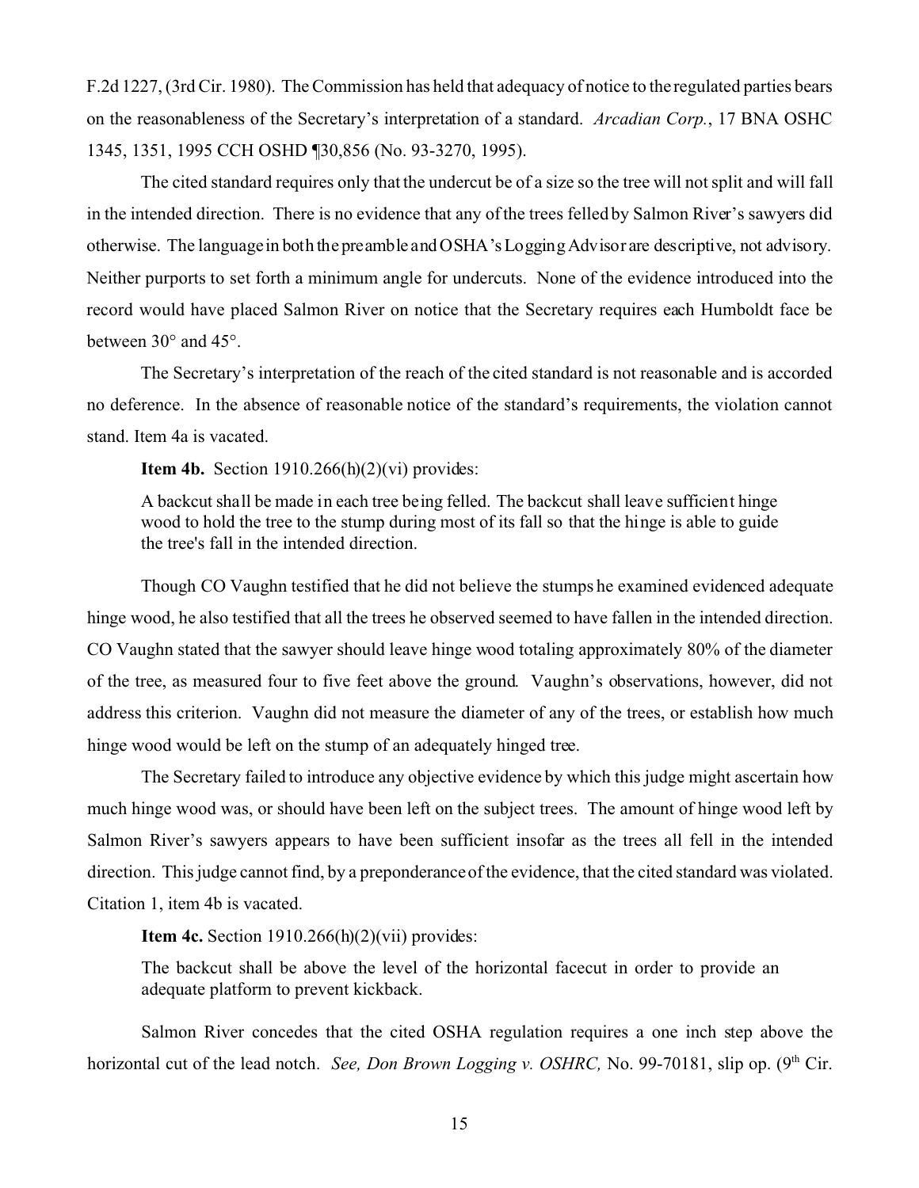F.2d 1227, (3rd Cir. 1980). The Commission has held that adequacy of notice to the regulated parties bears on the reasonableness of the Secretary's interpretation of a standard. *Arcadian Corp.*, 17 BNA OSHC 1345, 1351, 1995 CCH OSHD ¶30,856 (No. 93-3270, 1995).

The cited standard requires only that the undercut be of a size so the tree will not split and will fall in the intended direction. There is no evidence that any of the trees felled by Salmon River's sawyers did otherwise. The language in both the preamble and OSHA's Logging Advisor are descriptive, not advisory. Neither purports to set forth a minimum angle for undercuts. None of the evidence introduced into the record would have placed Salmon River on notice that the Secretary requires each Humboldt face be between 30° and 45°.

The Secretary's interpretation of the reach of the cited standard is not reasonable and is accorded no deference. In the absence of reasonable notice of the standard's requirements, the violation cannot stand. Item 4a is vacated.

**Item 4b.** Section 1910.266(h)(2)(vi) provides:

> A backcut shall be made in each tree being felled. The backcut shall leave sufficient hinge wood to hold the tree to the stump during most of its fall so that the hinge is able to guide the tree's fall in the intended direction.

Though CO Vaughn testified that he did not believe the stumps he examined evidenced adequate hinge wood, he also testified that all the trees he observed seemed to have fallen in the intended direction. CO Vaughn stated that the sawyer should leave hinge wood totaling approximately 80% of the diameter of the tree, as measured four to five feet above the ground. Vaughn's observations, however, did not address this criterion. Vaughn did not measure the diameter of any of the trees, or establish how much hinge wood would be left on the stump of an adequately hinged tree.

The Secretary failed to introduce any objective evidence by which this judge might ascertain how much hinge wood was, or should have been left on the subject trees. The amount of hinge wood left by Salmon River's sawyers appears to have been sufficient insofar as the trees all fell in the intended direction. This judge cannot find, by a preponderance of the evidence, that the cited standard was violated. Citation 1, item 4b is vacated.

**Item 4c.** Section 1910.266(h)(2)(vii) provides:

> The backcut shall be above the level of the horizontal facecut in order to provide an adequate platform to prevent kickback.

Salmon River concedes that the cited OSHA regulation requires a one inch step above the horizontal cut of the lead notch. *See, Don Brown Logging v. OSHRC,* No. 99-70181, slip op. (9th Cir.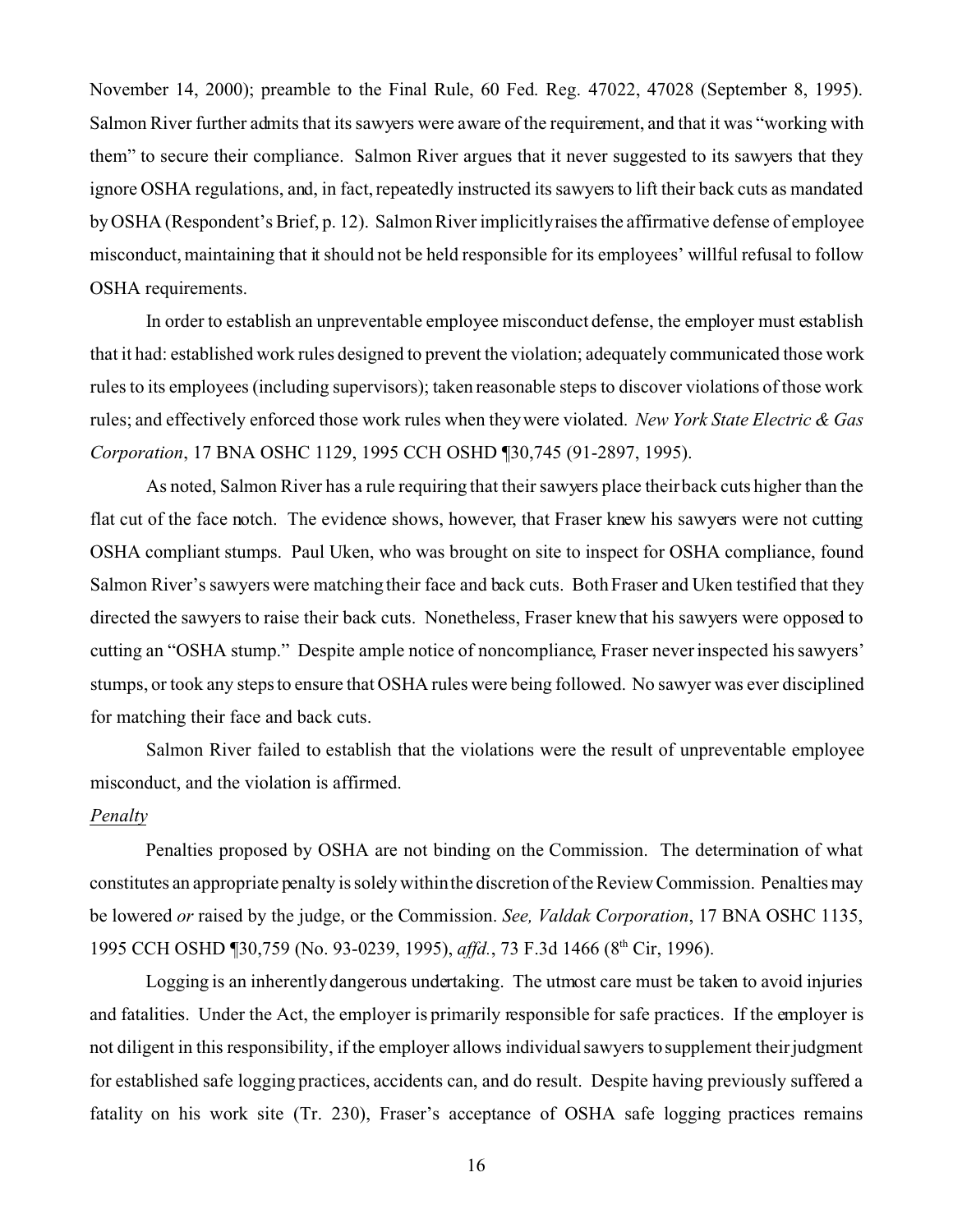November 14, 2000); preamble to the Final Rule, 60 Fed. Reg. 47022, 47028 (September 8, 1995). Salmon River further admits that its sawyers were aware of the requirement, and that it was "working with them" to secure their compliance. Salmon River argues that it never suggested to its sawyers that they ignore OSHA regulations, and, in fact, repeatedly instructed its sawyers to lift their back cuts as mandated by OSHA (Respondent's Brief, p. 12). Salmon River implicitly raises the affirmative defense of employee misconduct, maintaining that it should not be held responsible for its employees' willful refusal to follow OSHA requirements.

In order to establish an unpreventable employee misconduct defense, the employer must establish that it had: established work rules designed to prevent the violation; adequately communicated those work rules to its employees (including supervisors); taken reasonable steps to discover violations of those work rules; and effectively enforced those work rules when they were violated. *New York State Electric & Gas Corporation*, 17 BNA OSHC 1129, 1995 CCH OSHD ¶30,745 (91-2897, 1995).

As noted, Salmon River has a rule requiring that their sawyers place their back cuts higher than the flat cut of the face notch. The evidence shows, however, that Fraser knew his sawyers were not cutting OSHA compliant stumps. Paul Uken, who was brought on site to inspect for OSHA compliance, found Salmon River's sawyers were matching their face and back cuts. Both Fraser and Uken testified that they directed the sawyers to raise their back cuts. Nonetheless, Fraser knew that his sawyers were opposed to cutting an "OSHA stump." Despite ample notice of noncompliance, Fraser never inspected his sawyers' stumps, or took any steps to ensure that OSHA rules were being followed. No sawyer was ever disciplined for matching their face and back cuts.

Salmon River failed to establish that the violations were the result of unpreventable employee misconduct, and the violation is affirmed.

*Penalty*

Penalties proposed by OSHA are not binding on the Commission. The determination of what constitutes an appropriate penalty is solely within the discretion of the Review Commission. Penalties may be lowered *or* raised by the judge, or the Commission. *See, Valdak Corporation*, 17 BNA OSHC 1135, 1995 CCH OSHD ¶30,759 (No. 93-0239, 1995), *affd.*, 73 F.3d 1466 (8th Cir, 1996).

Logging is an inherently dangerous undertaking. The utmost care must be taken to avoid injuries and fatalities. Under the Act, the employer is primarily responsible for safe practices. If the employer is not diligent in this responsibility, if the employer allows individual sawyers to supplement their judgment for established safe logging practices, accidents can, and do result. Despite having previously suffered a fatality on his work site (Tr. 230), Fraser's acceptance of OSHA safe logging practices remains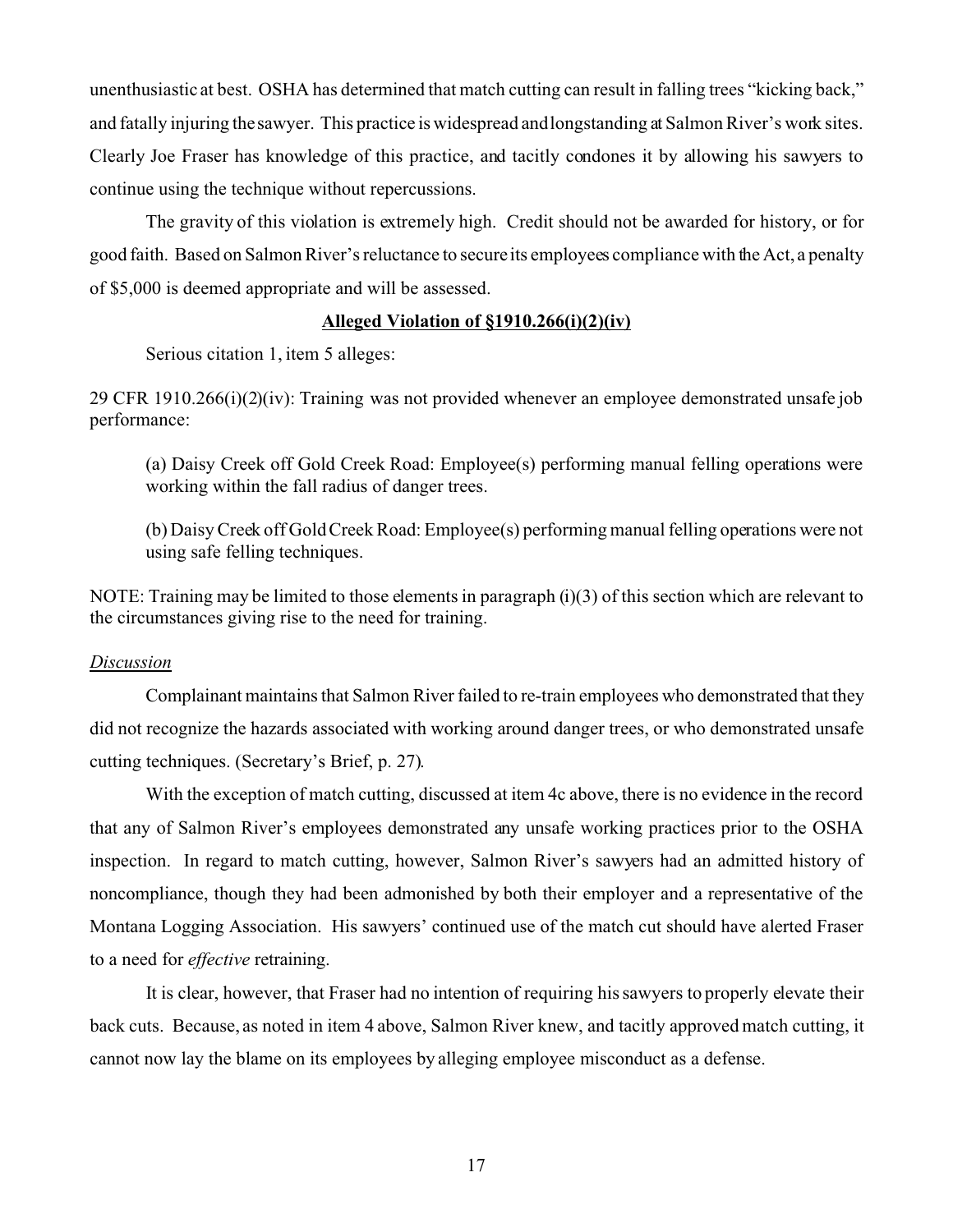unenthusiastic at best. OSHA has determined that match cutting can result in falling trees "kicking back," and fatally injuring the sawyer. This practice is widespread and longstanding at Salmon River's work sites. Clearly Joe Fraser has knowledge of this practice, and tacitly condones it by allowing his sawyers to continue using the technique without repercussions.

The gravity of this violation is extremely high. Credit should not be awarded for history, or for good faith. Based on Salmon River's reluctance to secure its employees compliance with the Act, a penalty of $5,000 is deemed appropriate and will be assessed.

**<u>Alleged Violation of §1910.266(i)(2)(iv)</u>**

Serious citation 1, item 5 alleges:

29 CFR 1910.266(i)(2)(iv): Training was not provided whenever an employee demonstrated unsafe job performance:

> (a) Daisy Creek off Gold Creek Road: Employee(s) performing manual felling operations were working within the fall radius of danger trees.
>
> (b) Daisy Creek off Gold Creek Road: Employee(s) performing manual felling operations were not using safe felling techniques.

NOTE: Training may be limited to those elements in paragraph (i)(3) of this section which are relevant to the circumstances giving rise to the need for training.

*<u>Discussion</u>*

Complainant maintains that Salmon River failed to re-train employees who demonstrated that they did not recognize the hazards associated with working around danger trees, or who demonstrated unsafe cutting techniques. (Secretary's Brief, p. 27).

With the exception of match cutting, discussed at item 4c above, there is no evidence in the record that any of Salmon River's employees demonstrated any unsafe working practices prior to the OSHA inspection. In regard to match cutting, however, Salmon River's sawyers had an admitted history of noncompliance, though they had been admonished by both their employer and a representative of the Montana Logging Association. His sawyers' continued use of the match cut should have alerted Fraser to a need for *effective* retraining.

It is clear, however, that Fraser had no intention of requiring his sawyers to properly elevate their back cuts. Because, as noted in item 4 above, Salmon River knew, and tacitly approved match cutting, it cannot now lay the blame on its employees by alleging employee misconduct as a defense.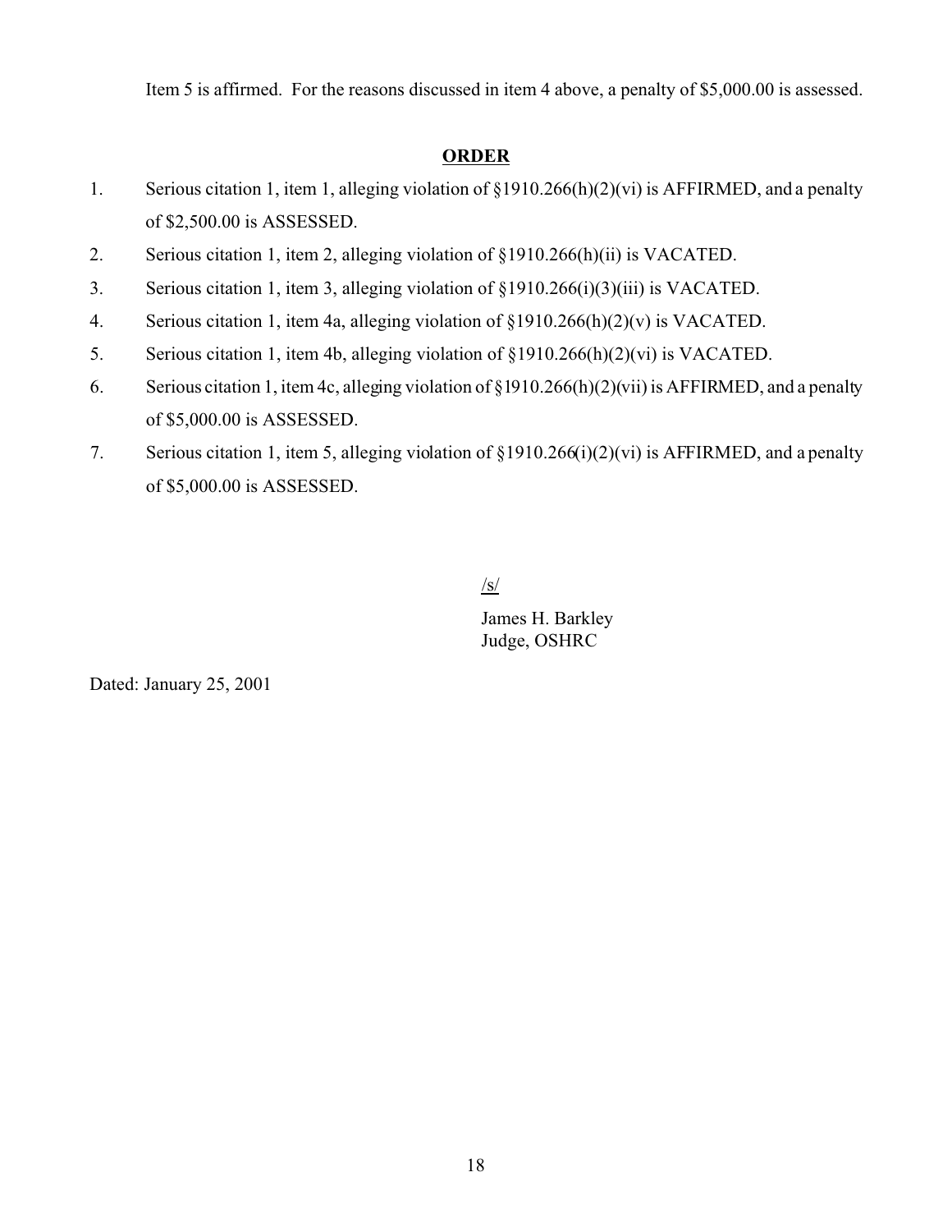Item 5 is affirmed. For the reasons discussed in item 4 above, a penalty of $5,000.00 is assessed.

## ORDER

1. Serious citation 1, item 1, alleging violation of §1910.266(h)(2)(vi) is AFFIRMED, and a penalty of $2,500.00 is ASSESSED.
2. Serious citation 1, item 2, alleging violation of §1910.266(h)(ii) is VACATED.
3. Serious citation 1, item 3, alleging violation of §1910.266(i)(3)(iii) is VACATED.
4. Serious citation 1, item 4a, alleging violation of §1910.266(h)(2)(v) is VACATED.
5. Serious citation 1, item 4b, alleging violation of §1910.266(h)(2)(vi) is VACATED.
6. Serious citation 1, item 4c, alleging violation of §1910.266(h)(2)(vii) is AFFIRMED, and a penalty of $5,000.00 is ASSESSED.
7. Serious citation 1, item 5, alleging violation of §1910.266(i)(2)(vi) is AFFIRMED, and a penalty of $5,000.00 is ASSESSED.

/s/

James H. Barkley
Judge, OSHRC

Dated: January 25, 2001